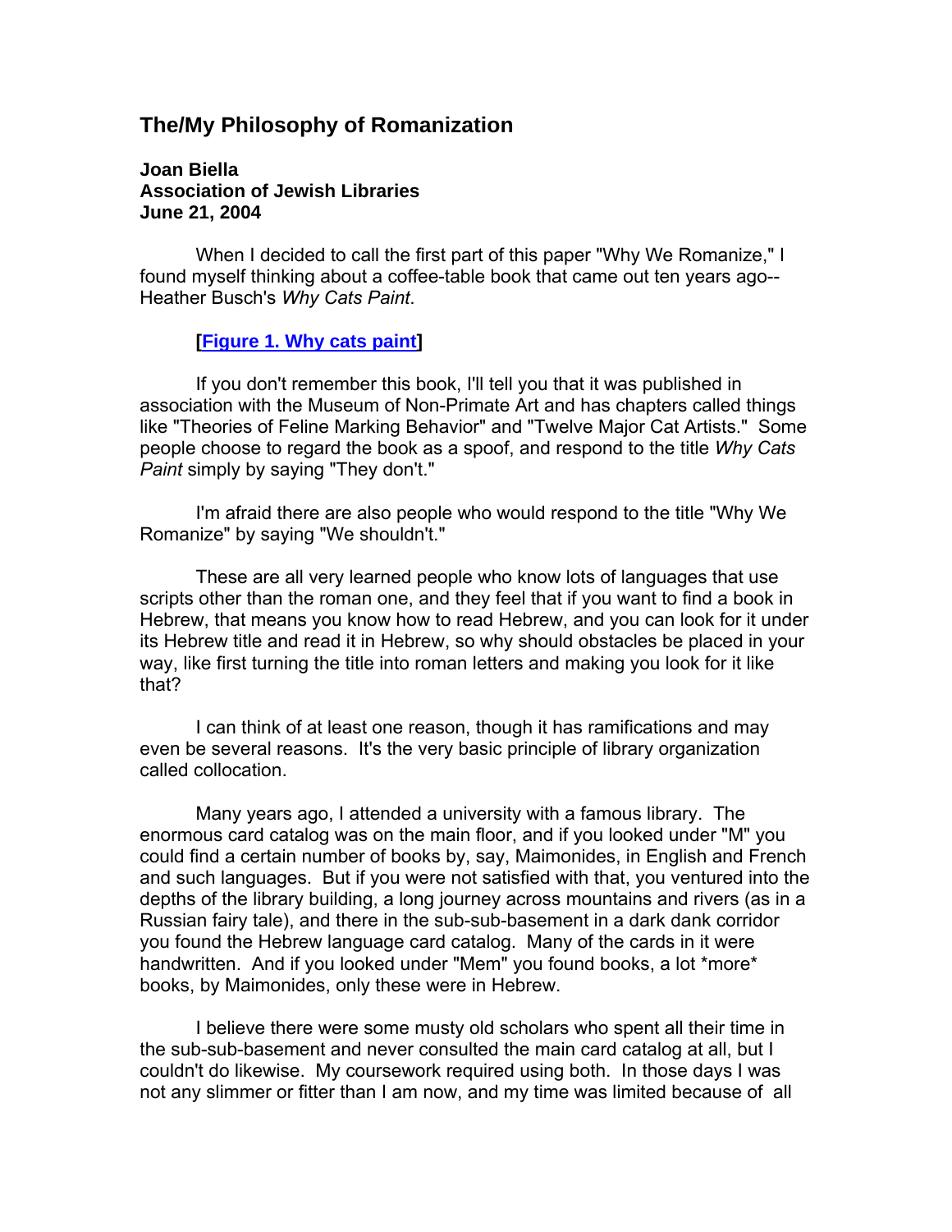## The/My Philosophy of Romanization

**Joan Biella**
**Association of Jewish Libraries**
**June 21, 2004**

When I decided to call the first part of this paper "Why We Romanize," I found myself thinking about a coffee-table book that came out ten years ago--Heather Busch's *Why Cats Paint*.

**[Figure 1. Why cats paint]**

If you don't remember this book, I'll tell you that it was published in association with the Museum of Non-Primate Art and has chapters called things like "Theories of Feline Marking Behavior" and "Twelve Major Cat Artists." Some people choose to regard the book as a spoof, and respond to the title *Why Cats Paint* simply by saying "They don't."

I'm afraid there are also people who would respond to the title "Why We Romanize" by saying "We shouldn't."

These are all very learned people who know lots of languages that use scripts other than the roman one, and they feel that if you want to find a book in Hebrew, that means you know how to read Hebrew, and you can look for it under its Hebrew title and read it in Hebrew, so why should obstacles be placed in your way, like first turning the title into roman letters and making you look for it like that?

I can think of at least one reason, though it has ramifications and may even be several reasons. It's the very basic principle of library organization called collocation.

Many years ago, I attended a university with a famous library. The enormous card catalog was on the main floor, and if you looked under "M" you could find a certain number of books by, say, Maimonides, in English and French and such languages. But if you were not satisfied with that, you ventured into the depths of the library building, a long journey across mountains and rivers (as in a Russian fairy tale), and there in the sub-sub-basement in a dark dank corridor you found the Hebrew language card catalog. Many of the cards in it were handwritten. And if you looked under "Mem" you found books, a lot *more* books, by Maimonides, only these were in Hebrew.

I believe there were some musty old scholars who spent all their time in the sub-sub-basement and never consulted the main card catalog at all, but I couldn't do likewise. My coursework required using both. In those days I was not any slimmer or fitter than I am now, and my time was limited because of all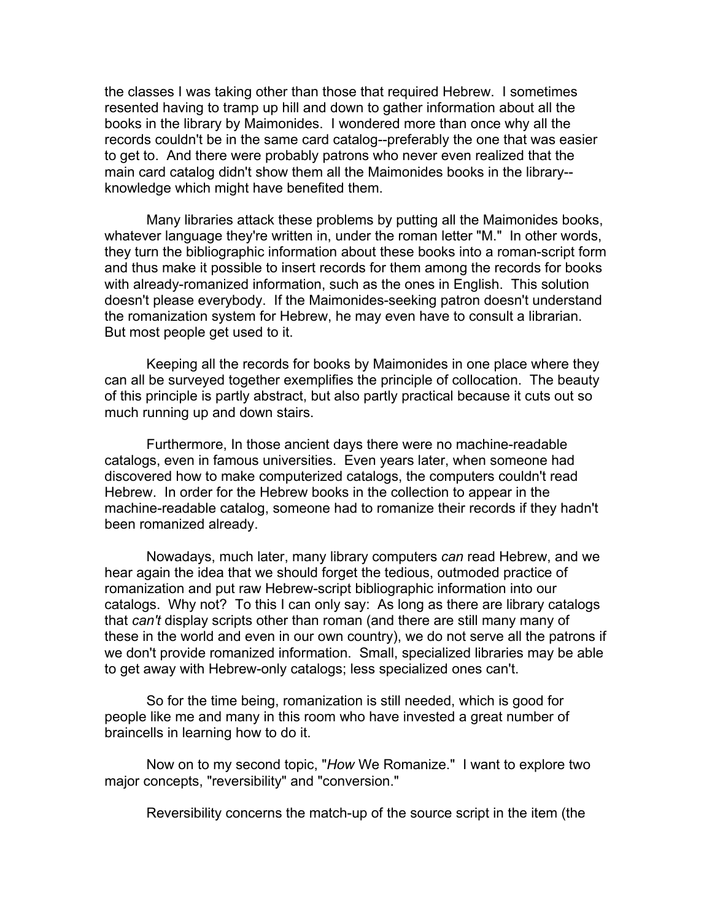the classes I was taking other than those that required Hebrew. I sometimes resented having to tramp up hill and down to gather information about all the books in the library by Maimonides. I wondered more than once why all the records couldn't be in the same card catalog--preferably the one that was easier to get to. And there were probably patrons who never even realized that the main card catalog didn't show them all the Maimonides books in the library--knowledge which might have benefited them.

Many libraries attack these problems by putting all the Maimonides books, whatever language they're written in, under the roman letter "M." In other words, they turn the bibliographic information about these books into a roman-script form and thus make it possible to insert records for them among the records for books with already-romanized information, such as the ones in English. This solution doesn't please everybody. If the Maimonides-seeking patron doesn't understand the romanization system for Hebrew, he may even have to consult a librarian. But most people get used to it.

Keeping all the records for books by Maimonides in one place where they can all be surveyed together exemplifies the principle of collocation. The beauty of this principle is partly abstract, but also partly practical because it cuts out so much running up and down stairs.

Furthermore, In those ancient days there were no machine-readable catalogs, even in famous universities. Even years later, when someone had discovered how to make computerized catalogs, the computers couldn't read Hebrew. In order for the Hebrew books in the collection to appear in the machine-readable catalog, someone had to romanize their records if they hadn't been romanized already.

Nowadays, much later, many library computers *can* read Hebrew, and we hear again the idea that we should forget the tedious, outmoded practice of romanization and put raw Hebrew-script bibliographic information into our catalogs. Why not? To this I can only say: As long as there are library catalogs that *can't* display scripts other than roman (and there are still many many of these in the world and even in our own country), we do not serve all the patrons if we don't provide romanized information. Small, specialized libraries may be able to get away with Hebrew-only catalogs; less specialized ones can't.

So for the time being, romanization is still needed, which is good for people like me and many in this room who have invested a great number of braincells in learning how to do it.

Now on to my second topic, "*How* We Romanize." I want to explore two major concepts, "reversibility" and "conversion."

Reversibility concerns the match-up of the source script in the item (the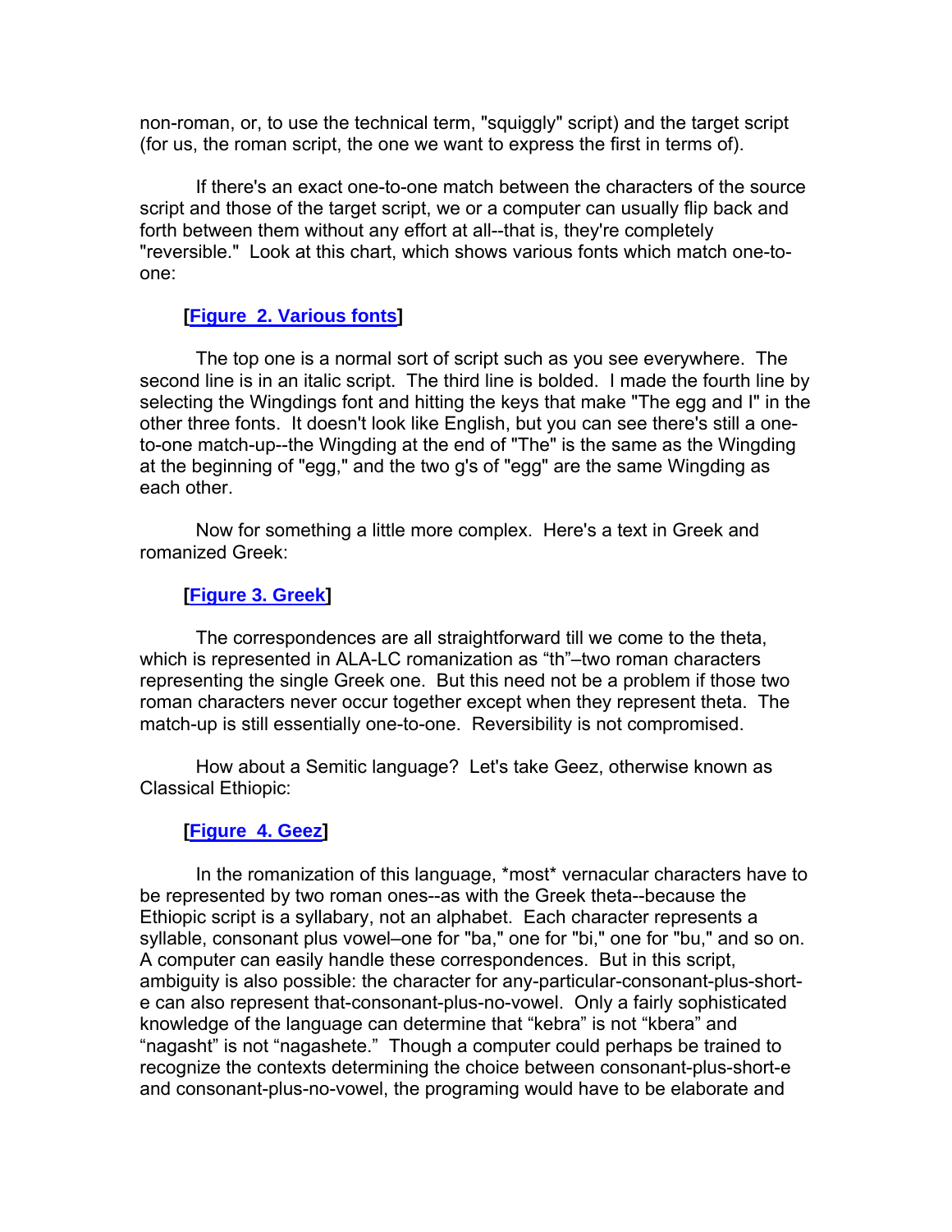non-roman, or, to use the technical term, "squiggly" script) and the target script (for us, the roman script, the one we want to express the first in terms of).

If there's an exact one-to-one match between the characters of the source script and those of the target script, we or a computer can usually flip back and forth between them without any effort at all--that is, they're completely "reversible." Look at this chart, which shows various fonts which match one-to-one:

**[Figure 2. Various fonts]**

The top one is a normal sort of script such as you see everywhere. The second line is in an italic script. The third line is bolded. I made the fourth line by selecting the Wingdings font and hitting the keys that make "The egg and I" in the other three fonts. It doesn't look like English, but you can see there's still a one-to-one match-up--the Wingding at the end of "The" is the same as the Wingding at the beginning of "egg," and the two g's of "egg" are the same Wingding as each other.

Now for something a little more complex. Here's a text in Greek and romanized Greek:

**[Figure 3. Greek]**

The correspondences are all straightforward till we come to the theta, which is represented in ALA-LC romanization as "th"–two roman characters representing the single Greek one. But this need not be a problem if those two roman characters never occur together except when they represent theta. The match-up is still essentially one-to-one. Reversibility is not compromised.

How about a Semitic language? Let's take Geez, otherwise known as Classical Ethiopic:

**[Figure 4. Geez]**

In the romanization of this language, *most* vernacular characters have to be represented by two roman ones--as with the Greek theta--because the Ethiopic script is a syllabary, not an alphabet. Each character represents a syllable, consonant plus vowel–one for "ba," one for "bi," one for "bu," and so on. A computer can easily handle these correspondences. But in this script, ambiguity is also possible: the character for any-particular-consonant-plus-short-e can also represent that-consonant-plus-no-vowel. Only a fairly sophisticated knowledge of the language can determine that "kebra" is not "kbera" and "nagasht" is not "nagashete." Though a computer could perhaps be trained to recognize the contexts determining the choice between consonant-plus-short-e and consonant-plus-no-vowel, the programing would have to be elaborate and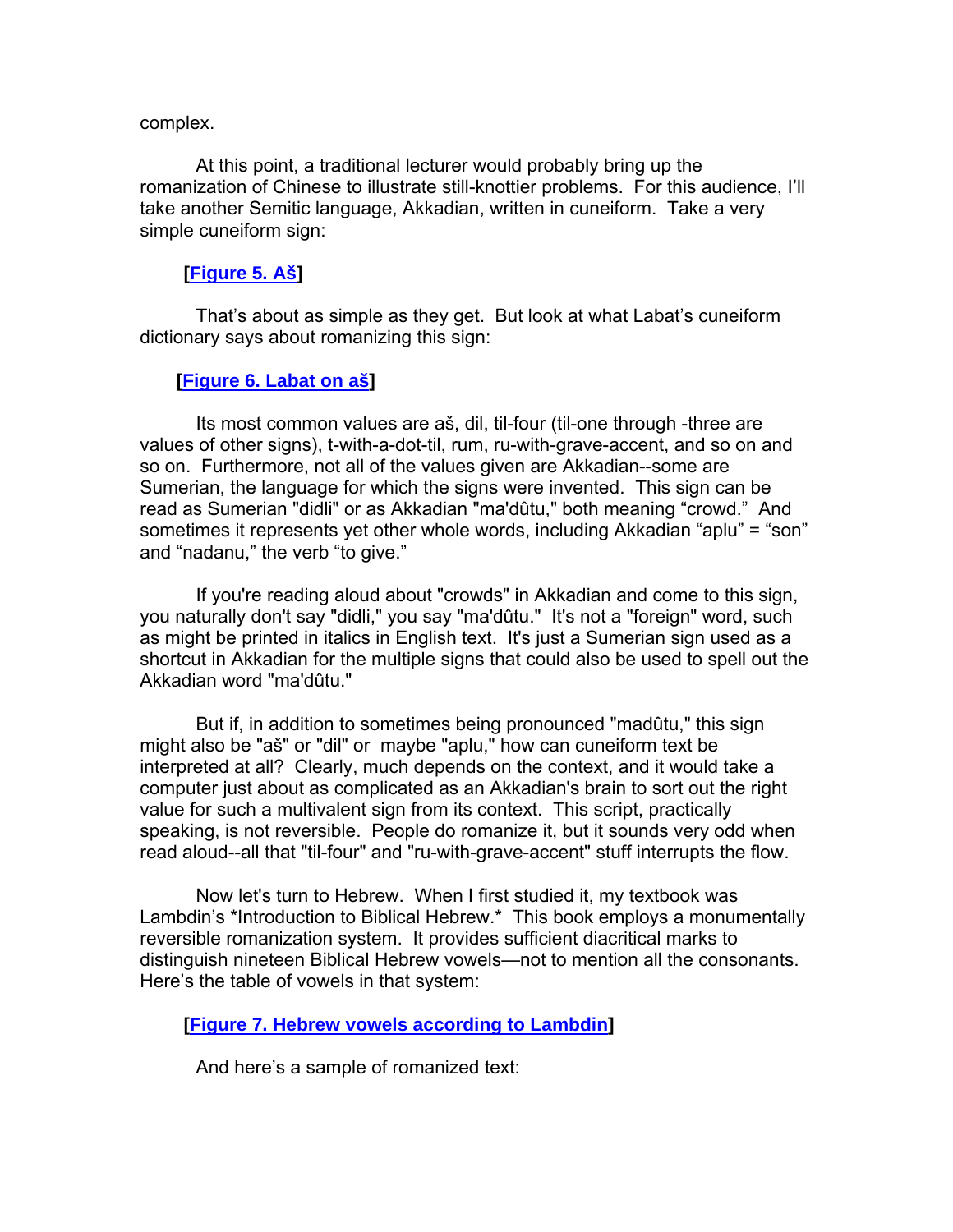complex.

At this point, a traditional lecturer would probably bring up the romanization of Chinese to illustrate still-knottier problems. For this audience, I'll take another Semitic language, Akkadian, written in cuneiform. Take a very simple cuneiform sign:

**[[Figure 5. Aš]]**

That's about as simple as they get. But look at what Labat's cuneiform dictionary says about romanizing this sign:

**[[Figure 6. Labat on aš]]**

Its most common values are aš, dil, til-four (til-one through -three are values of other signs), t-with-a-dot-til, rum, ru-with-grave-accent, and so on and so on. Furthermore, not all of the values given are Akkadian--some are Sumerian, the language for which the signs were invented. This sign can be read as Sumerian "didli" or as Akkadian "ma'dûtu," both meaning "crowd." And sometimes it represents yet other whole words, including Akkadian "aplu" = "son" and "nadanu," the verb "to give."

If you're reading aloud about "crowds" in Akkadian and come to this sign, you naturally don't say "didli," you say "ma'dûtu." It's not a "foreign" word, such as might be printed in italics in English text. It's just a Sumerian sign used as a shortcut in Akkadian for the multiple signs that could also be used to spell out the Akkadian word "ma'dûtu."

But if, in addition to sometimes being pronounced "madûtu," this sign might also be "aš" or "dil" or maybe "aplu," how can cuneiform text be interpreted at all? Clearly, much depends on the context, and it would take a computer just about as complicated as an Akkadian's brain to sort out the right value for such a multivalent sign from its context. This script, practically speaking, is not reversible. People do romanize it, but it sounds very odd when read aloud--all that "til-four" and "ru-with-grave-accent" stuff interrupts the flow.

Now let's turn to Hebrew. When I first studied it, my textbook was Lambdin's *Introduction to Biblical Hebrew.* This book employs a monumentally reversible romanization system. It provides sufficient diacritical marks to distinguish nineteen Biblical Hebrew vowels—not to mention all the consonants. Here's the table of vowels in that system:

**[[Figure 7. Hebrew vowels according to Lambdin]]**

And here's a sample of romanized text: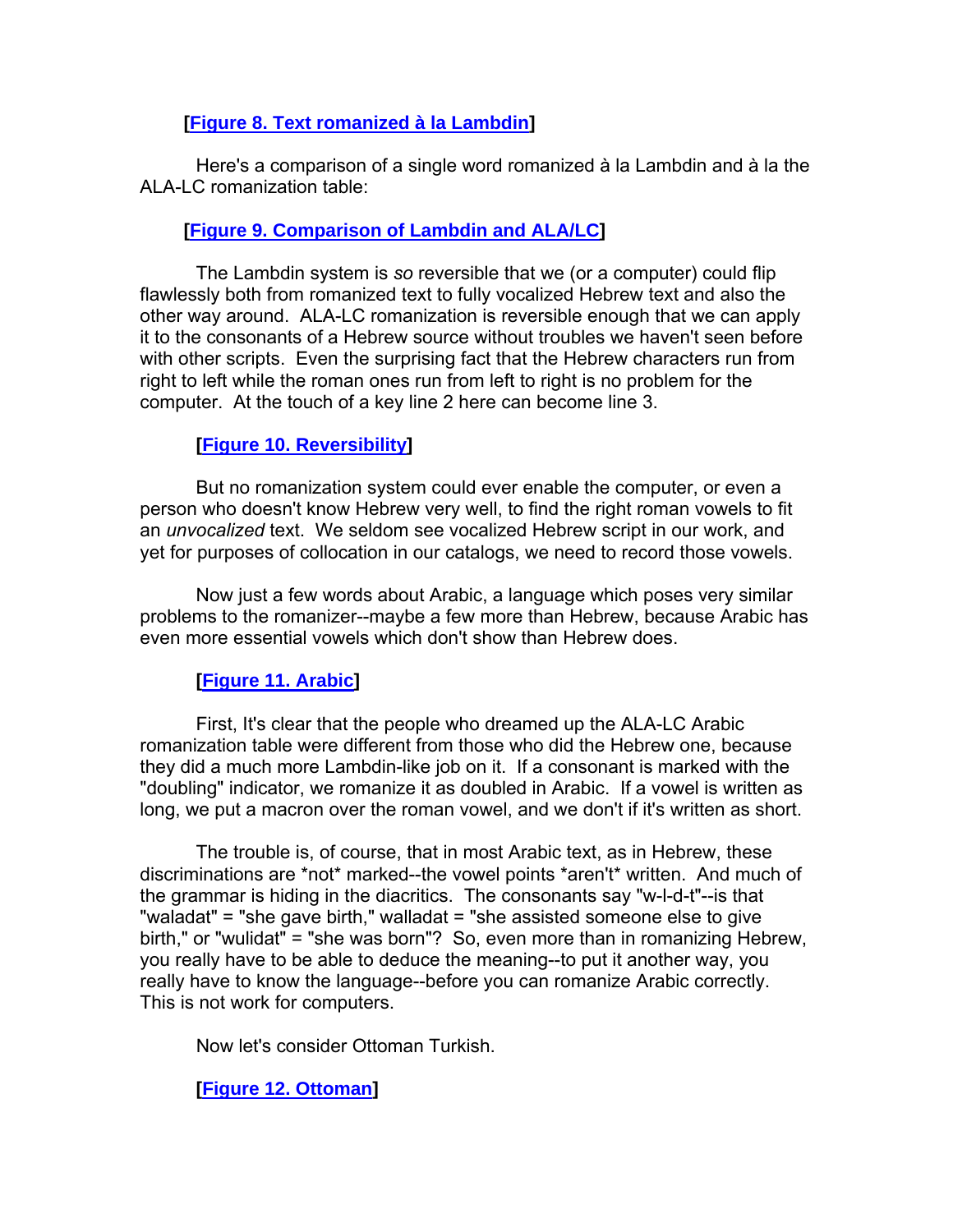**[[Figure 8. Text romanized à la Lambdin]]**

Here's a comparison of a single word romanized à la Lambdin and à la the ALA-LC romanization table:

**[[Figure 9. Comparison of Lambdin and ALA/LC]]**

The Lambdin system is *so* reversible that we (or a computer) could flip flawlessly both from romanized text to fully vocalized Hebrew text and also the other way around. ALA-LC romanization is reversible enough that we can apply it to the consonants of a Hebrew source without troubles we haven't seen before with other scripts. Even the surprising fact that the Hebrew characters run from right to left while the roman ones run from left to right is no problem for the computer. At the touch of a key line 2 here can become line 3.

**[[Figure 10. Reversibility]]**

But no romanization system could ever enable the computer, or even a person who doesn't know Hebrew very well, to find the right roman vowels to fit an *unvocalized* text. We seldom see vocalized Hebrew script in our work, and yet for purposes of collocation in our catalogs, we need to record those vowels.

Now just a few words about Arabic, a language which poses very similar problems to the romanizer--maybe a few more than Hebrew, because Arabic has even more essential vowels which don't show than Hebrew does.

**[[Figure 11. Arabic]]**

First, It's clear that the people who dreamed up the ALA-LC Arabic romanization table were different from those who did the Hebrew one, because they did a much more Lambdin-like job on it. If a consonant is marked with the "doubling" indicator, we romanize it as doubled in Arabic. If a vowel is written as long, we put a macron over the roman vowel, and we don't if it's written as short.

The trouble is, of course, that in most Arabic text, as in Hebrew, these discriminations are *not* marked--the vowel points *aren't* written. And much of the grammar is hiding in the diacritics. The consonants say "w-l-d-t"--is that "waladat" = "she gave birth," walladat = "she assisted someone else to give birth," or "wulidat" = "she was born"? So, even more than in romanizing Hebrew, you really have to be able to deduce the meaning--to put it another way, you really have to know the language--before you can romanize Arabic correctly. This is not work for computers.

Now let's consider Ottoman Turkish.

**[[Figure 12. Ottoman]]**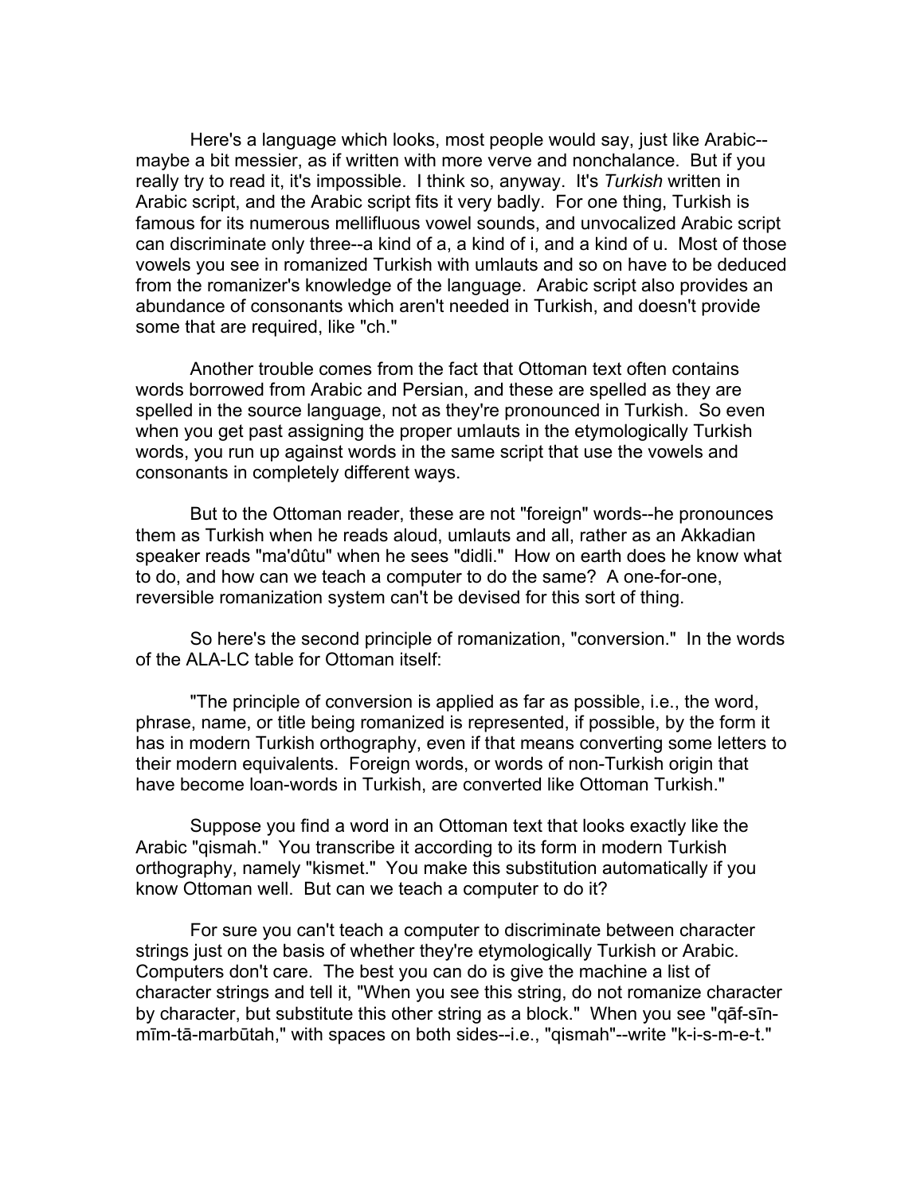Here's a language which looks, most people would say, just like Arabic--maybe a bit messier, as if written with more verve and nonchalance. But if you really try to read it, it's impossible. I think so, anyway. It's *Turkish* written in Arabic script, and the Arabic script fits it very badly. For one thing, Turkish is famous for its numerous mellifluous vowel sounds, and unvocalized Arabic script can discriminate only three--a kind of a, a kind of i, and a kind of u. Most of those vowels you see in romanized Turkish with umlauts and so on have to be deduced from the romanizer's knowledge of the language. Arabic script also provides an abundance of consonants which aren't needed in Turkish, and doesn't provide some that are required, like "ch."

Another trouble comes from the fact that Ottoman text often contains words borrowed from Arabic and Persian, and these are spelled as they are spelled in the source language, not as they're pronounced in Turkish. So even when you get past assigning the proper umlauts in the etymologically Turkish words, you run up against words in the same script that use the vowels and consonants in completely different ways.

But to the Ottoman reader, these are not "foreign" words--he pronounces them as Turkish when he reads aloud, umlauts and all, rather as an Akkadian speaker reads "ma'dûtu" when he sees "didli." How on earth does he know what to do, and how can we teach a computer to do the same? A one-for-one, reversible romanization system can't be devised for this sort of thing.

So here's the second principle of romanization, "conversion." In the words of the ALA-LC table for Ottoman itself:

"The principle of conversion is applied as far as possible, i.e., the word, phrase, name, or title being romanized is represented, if possible, by the form it has in modern Turkish orthography, even if that means converting some letters to their modern equivalents. Foreign words, or words of non-Turkish origin that have become loan-words in Turkish, are converted like Ottoman Turkish."

Suppose you find a word in an Ottoman text that looks exactly like the Arabic "qismah." You transcribe it according to its form in modern Turkish orthography, namely "kismet." You make this substitution automatically if you know Ottoman well. But can we teach a computer to do it?

For sure you can't teach a computer to discriminate between character strings just on the basis of whether they're etymologically Turkish or Arabic. Computers don't care. The best you can do is give the machine a list of character strings and tell it, "When you see this string, do not romanize character by character, but substitute this other string as a block." When you see "qāf-sīn-mīm-tā-marbūtah," with spaces on both sides--i.e., "qismah"--write "k-i-s-m-e-t."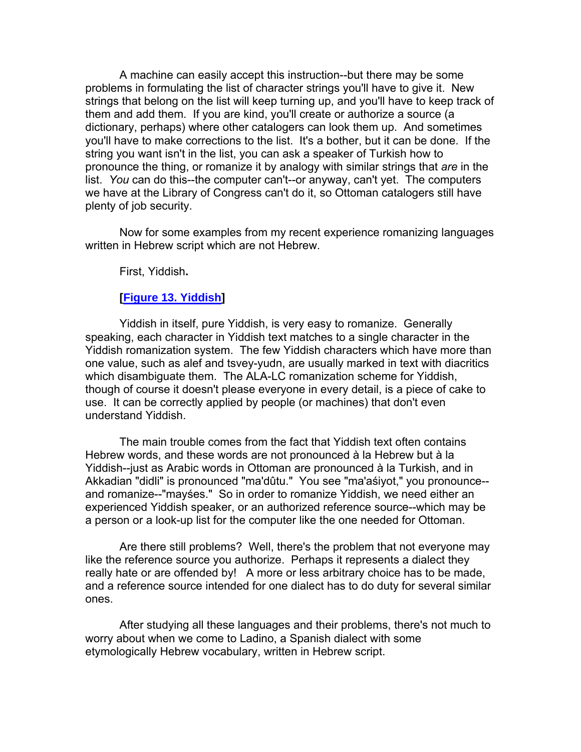A machine can easily accept this instruction--but there may be some problems in formulating the list of character strings you'll have to give it. New strings that belong on the list will keep turning up, and you'll have to keep track of them and add them. If you are kind, you'll create or authorize a source (a dictionary, perhaps) where other catalogers can look them up. And sometimes you'll have to make corrections to the list. It's a bother, but it can be done. If the string you want isn't in the list, you can ask a speaker of Turkish how to pronounce the thing, or romanize it by analogy with similar strings that *are* in the list. *You* can do this--the computer can't--or anyway, can't yet. The computers we have at the Library of Congress can't do it, so Ottoman catalogers still have plenty of job security.

Now for some examples from my recent experience romanizing languages written in Hebrew script which are not Hebrew.

First, Yiddish**.**

**[**[Figure 13. Yiddish]**]**

Yiddish in itself, pure Yiddish, is very easy to romanize. Generally speaking, each character in Yiddish text matches to a single character in the Yiddish romanization system. The few Yiddish characters which have more than one value, such as alef and tsvey-yudn, are usually marked in text with diacritics which disambiguate them. The ALA-LC romanization scheme for Yiddish, though of course it doesn't please everyone in every detail, is a piece of cake to use. It can be correctly applied by people (or machines) that don't even understand Yiddish.

The main trouble comes from the fact that Yiddish text often contains Hebrew words, and these words are not pronounced à la Hebrew but à la Yiddish--just as Arabic words in Ottoman are pronounced à la Turkish, and in Akkadian "didli" is pronounced "ma'dûtu." You see "ma'aśiyot," you pronounce--and romanize--"mayśes." So in order to romanize Yiddish, we need either an experienced Yiddish speaker, or an authorized reference source--which may be a person or a look-up list for the computer like the one needed for Ottoman.

Are there still problems? Well, there's the problem that not everyone may like the reference source you authorize. Perhaps it represents a dialect they really hate or are offended by! A more or less arbitrary choice has to be made, and a reference source intended for one dialect has to do duty for several similar ones.

After studying all these languages and their problems, there's not much to worry about when we come to Ladino, a Spanish dialect with some etymologically Hebrew vocabulary, written in Hebrew script.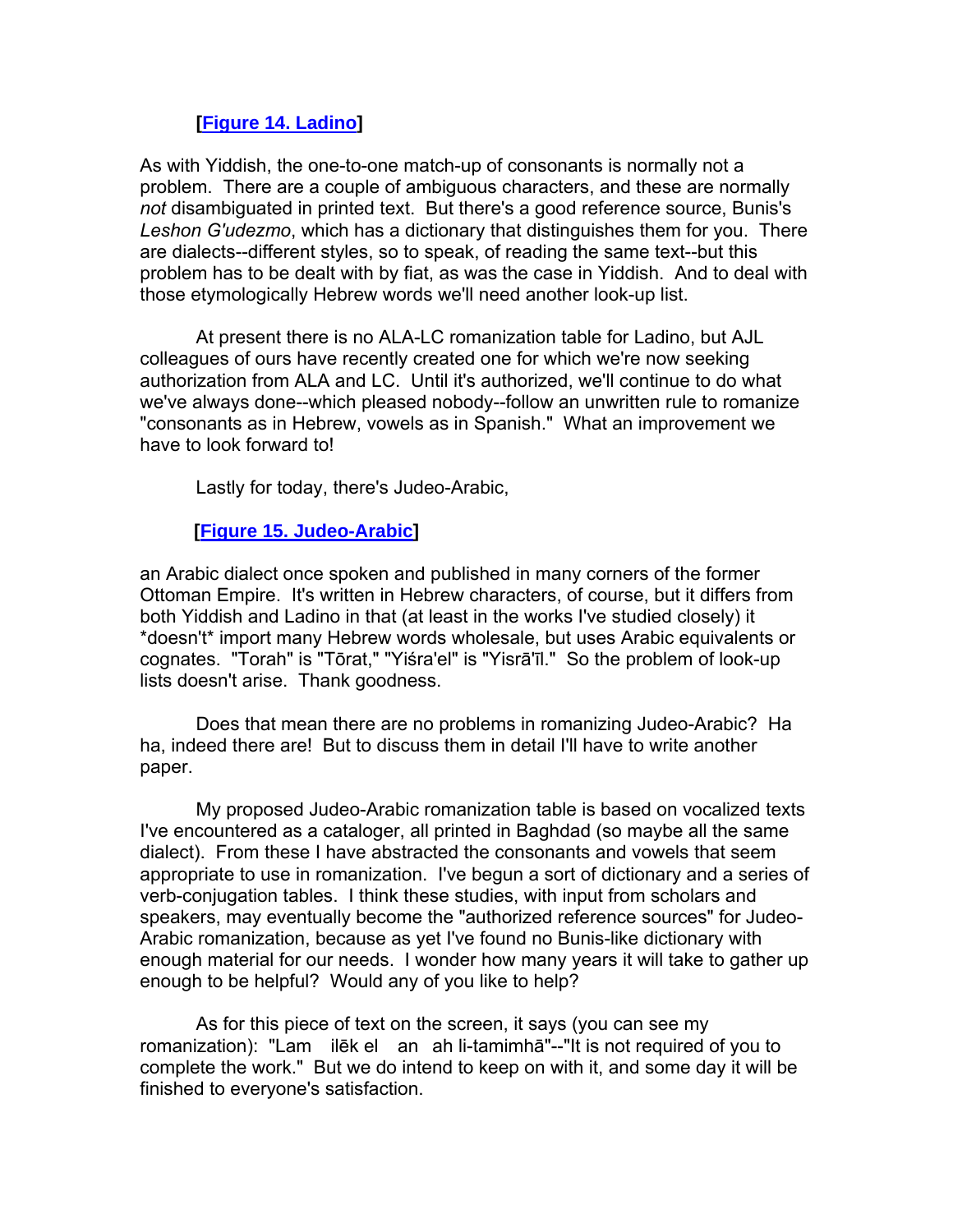**[[Figure 14. Ladino]]**

As with Yiddish, the one-to-one match-up of consonants is normally not a problem. There are a couple of ambiguous characters, and these are normally *not* disambiguated in printed text. But there's a good reference source, Bunis's *Leshon G'udezmo*, which has a dictionary that distinguishes them for you. There are dialects--different styles, so to speak, of reading the same text--but this problem has to be dealt with by fiat, as was the case in Yiddish. And to deal with those etymologically Hebrew words we'll need another look-up list.

At present there is no ALA-LC romanization table for Ladino, but AJL colleagues of ours have recently created one for which we're now seeking authorization from ALA and LC. Until it's authorized, we'll continue to do what we've always done--which pleased nobody--follow an unwritten rule to romanize "consonants as in Hebrew, vowels as in Spanish." What an improvement we have to look forward to!

Lastly for today, there's Judeo-Arabic,

**[[Figure 15. Judeo-Arabic]]**

an Arabic dialect once spoken and published in many corners of the former Ottoman Empire. It's written in Hebrew characters, of course, but it differs from both Yiddish and Ladino in that (at least in the works I've studied closely) it *doesn't* import many Hebrew words wholesale, but uses Arabic equivalents or cognates. "Torah" is "Tōrat," "Yiśra'el" is "Yisrā'īl." So the problem of look-up lists doesn't arise. Thank goodness.

Does that mean there are no problems in romanizing Judeo-Arabic? Ha ha, indeed there are! But to discuss them in detail I'll have to write another paper.

My proposed Judeo-Arabic romanization table is based on vocalized texts I've encountered as a cataloger, all printed in Baghdad (so maybe all the same dialect). From these I have abstracted the consonants and vowels that seem appropriate to use in romanization. I've begun a sort of dictionary and a series of verb-conjugation tables. I think these studies, with input from scholars and speakers, may eventually become the "authorized reference sources" for Judeo-Arabic romanization, because as yet I've found no Bunis-like dictionary with enough material for our needs. I wonder how many years it will take to gather up enough to be helpful? Would any of you like to help?

As for this piece of text on the screen, it says (you can see my romanization): "Lam ilēk el an ah li-tamimhā"--"It is not required of you to complete the work." But we do intend to keep on with it, and some day it will be finished to everyone's satisfaction.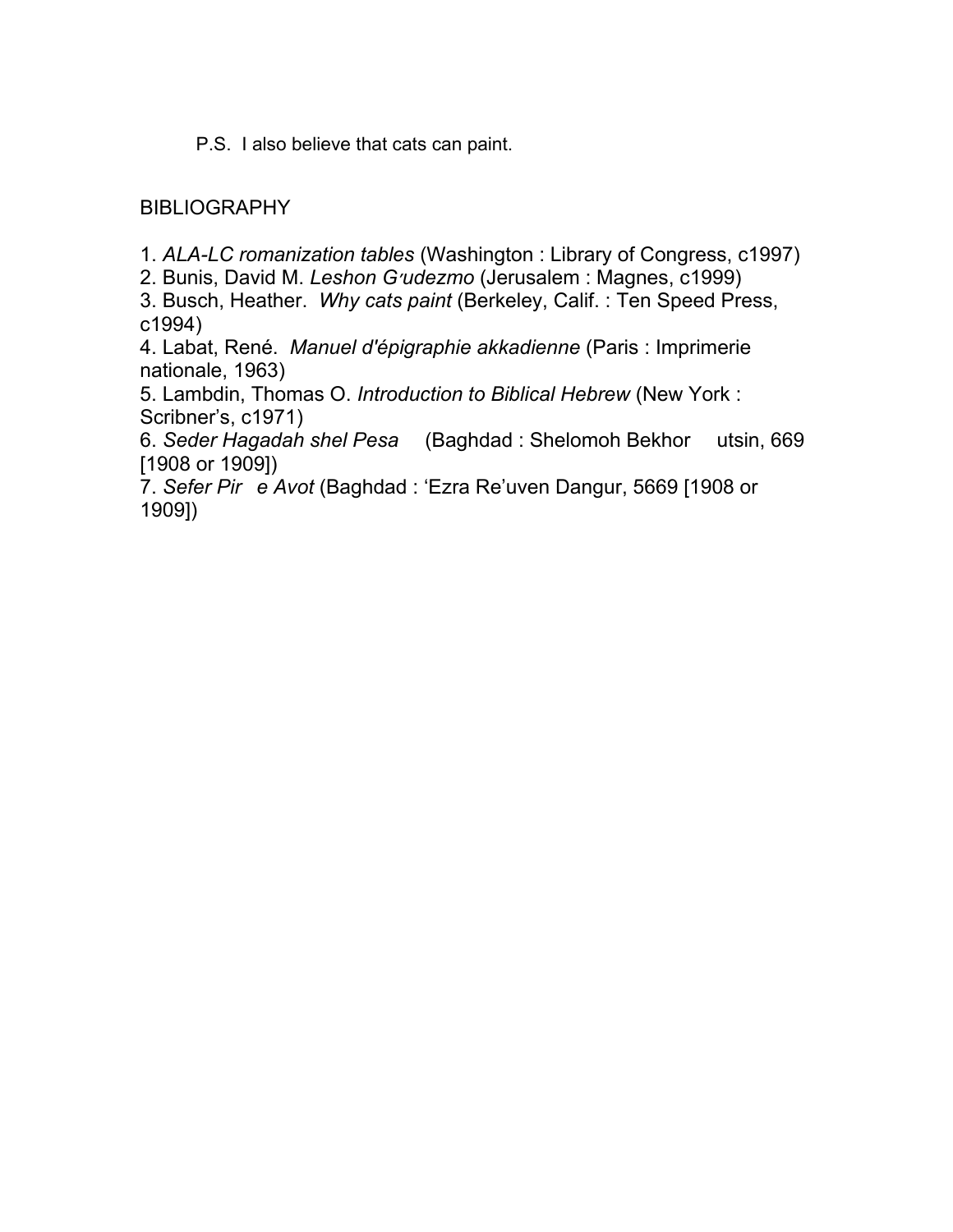P.S. I also believe that cats can paint.

BIBLIOGRAPHY

1. *ALA-LC romanization tables* (Washington : Library of Congress, c1997)
2. Bunis, David M. *Leshon Gʻudezmo* (Jerusalem : Magnes, c1999)
3. Busch, Heather. *Why cats paint* (Berkeley, Calif. : Ten Speed Press, c1994)
4. Labat, René. *Manuel d'épigraphie akkadienne* (Paris : Imprimerie nationale, 1963)
5. Lambdin, Thomas O. *Introduction to Biblical Hebrew* (New York : Scribner's, c1971)
6. *Seder Hagadah shel Pesa* (Baghdad : Shelomoh Bekhor utsin, 669 [1908 or 1909])
7. *Sefer Pir e Avot* (Baghdad : 'Ezra Re'uven Dangur, 5669 [1908 or 1909])